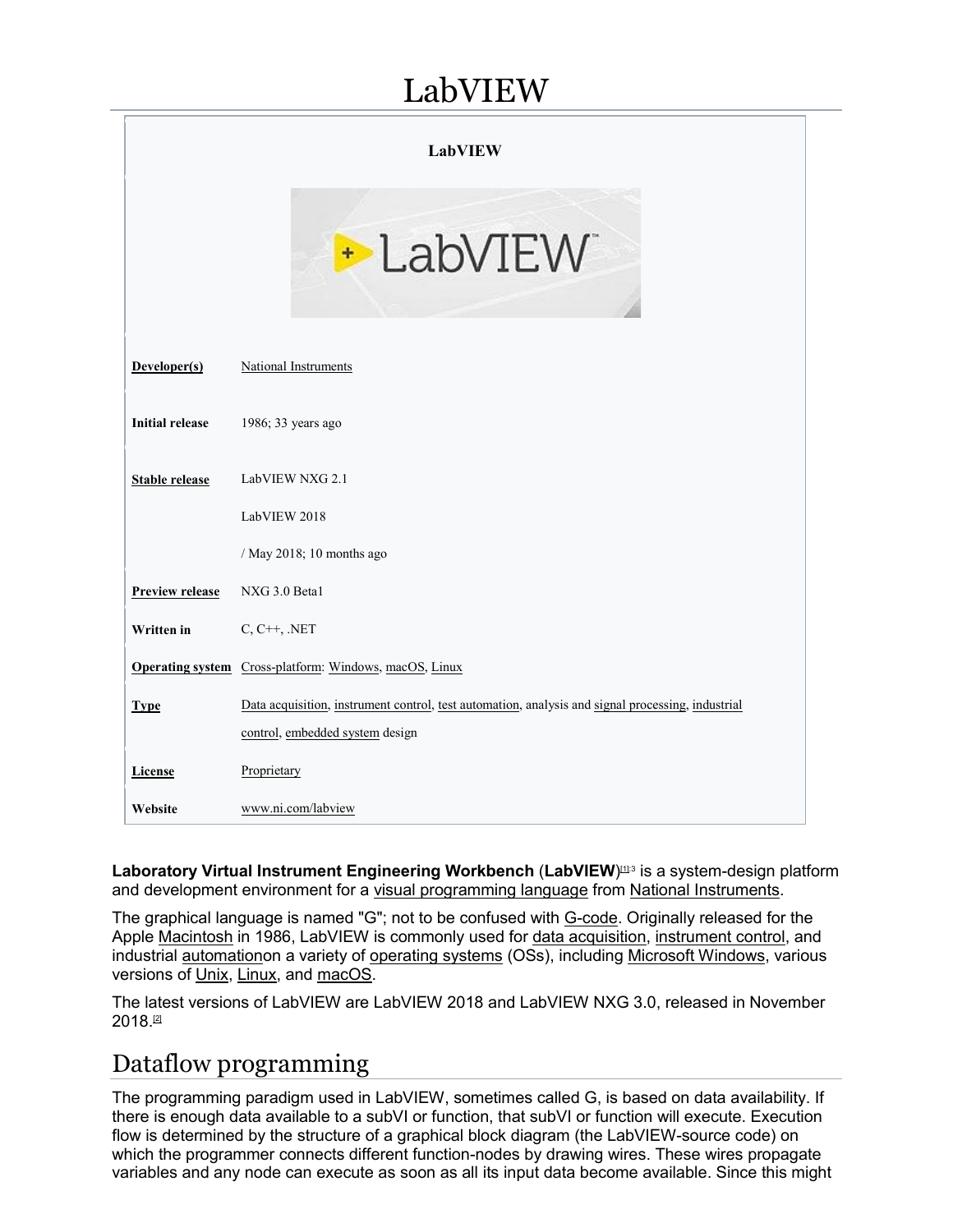# LabVIEW

| LabVIEW | |
|---|---|
| **Developer(s)** | National Instruments |
| **Initial release** | 1986; 33 years ago |
| **Stable release** | LabVIEW NXG 2.1 |
| | LabVIEW 2018 |
| | / May 2018; 10 months ago |
| **Preview release** | NXG 3.0 Beta1 |
| **Written in** | C, C++, .NET |
| **Operating system** | Cross-platform: Windows, macOS, Linux |
| **Type** | Data acquisition, instrument control, test automation, analysis and signal processing, industrial control, embedded system design |
| **License** | Proprietary |
| **Website** | www.ni.com/labview |

**Laboratory Virtual Instrument Engineering Workbench** (**LabVIEW**)[1]:3 is a system-design platform and development environment for a visual programming language from National Instruments.

The graphical language is named "G"; not to be confused with G-code. Originally released for the Apple Macintosh in 1986, LabVIEW is commonly used for data acquisition, instrument control, and industrial automationon a variety of operating systems (OSs), including Microsoft Windows, various versions of Unix, Linux, and macOS.

The latest versions of LabVIEW are LabVIEW 2018 and LabVIEW NXG 3.0, released in November 2018.[2]

## Dataflow programming

The programming paradigm used in LabVIEW, sometimes called G, is based on data availability. If there is enough data available to a subVI or function, that subVI or function will execute. Execution flow is determined by the structure of a graphical block diagram (the LabVIEW-source code) on which the programmer connects different function-nodes by drawing wires. These wires propagate variables and any node can execute as soon as all its input data become available. Since this might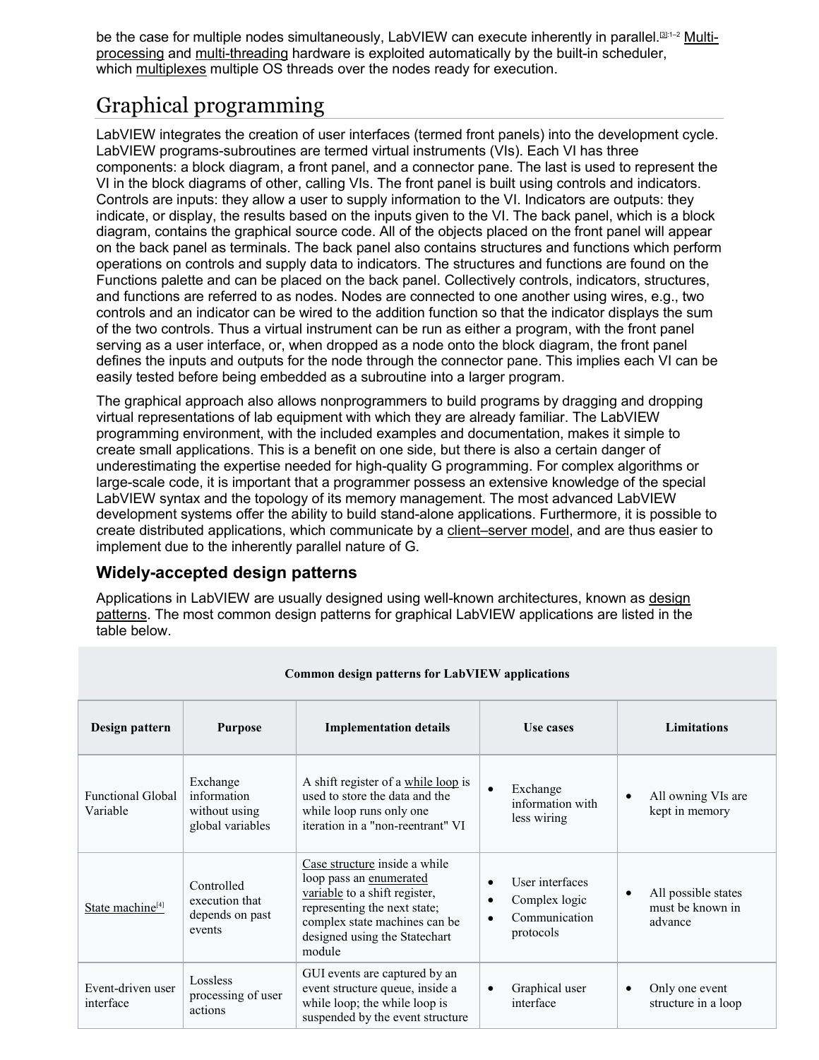be the case for multiple nodes simultaneously, LabVIEW can execute inherently in parallel.[3]:1–2 Multi-processing and multi-threading hardware is exploited automatically by the built-in scheduler, which multiplexes multiple OS threads over the nodes ready for execution.

# Graphical programming

LabVIEW integrates the creation of user interfaces (termed front panels) into the development cycle. LabVIEW programs-subroutines are termed virtual instruments (VIs). Each VI has three components: a block diagram, a front panel, and a connector pane. The last is used to represent the VI in the block diagrams of other, calling VIs. The front panel is built using controls and indicators. Controls are inputs: they allow a user to supply information to the VI. Indicators are outputs: they indicate, or display, the results based on the inputs given to the VI. The back panel, which is a block diagram, contains the graphical source code. All of the objects placed on the front panel will appear on the back panel as terminals. The back panel also contains structures and functions which perform operations on controls and supply data to indicators. The structures and functions are found on the Functions palette and can be placed on the back panel. Collectively controls, indicators, structures, and functions are referred to as nodes. Nodes are connected to one another using wires, e.g., two controls and an indicator can be wired to the addition function so that the indicator displays the sum of the two controls. Thus a virtual instrument can be run as either a program, with the front panel serving as a user interface, or, when dropped as a node onto the block diagram, the front panel defines the inputs and outputs for the node through the connector pane. This implies each VI can be easily tested before being embedded as a subroutine into a larger program.

The graphical approach also allows nonprogrammers to build programs by dragging and dropping virtual representations of lab equipment with which they are already familiar. The LabVIEW programming environment, with the included examples and documentation, makes it simple to create small applications. This is a benefit on one side, but there is also a certain danger of underestimating the expertise needed for high-quality G programming. For complex algorithms or large-scale code, it is important that a programmer possess an extensive knowledge of the special LabVIEW syntax and the topology of its memory management. The most advanced LabVIEW development systems offer the ability to build stand-alone applications. Furthermore, it is possible to create distributed applications, which communicate by a client–server model, and are thus easier to implement due to the inherently parallel nature of G.

## Widely-accepted design patterns

Applications in LabVIEW are usually designed using well-known architectures, known as design patterns. The most common design patterns for graphical LabVIEW applications are listed in the table below.

**Common design patterns for LabVIEW applications**

| Design pattern | Purpose | Implementation details | Use cases | Limitations |
|---|---|---|---|---|
| Functional Global Variable | Exchange information without using global variables | A shift register of a while loop is used to store the data and the while loop runs only one iteration in a "non-reentrant" VI | • Exchange information with less wiring | • All owning VIs are kept in memory |
| State machine[4] | Controlled execution that depends on past events | Case structure inside a while loop pass an enumerated variable to a shift register, representing the next state; complex state machines can be designed using the Statechart module | • User interfaces<br>• Complex logic<br>• Communication protocols | • All possible states must be known in advance |
| Event-driven user interface | Lossless processing of user actions | GUI events are captured by an event structure queue, inside a while loop; the while loop is suspended by the event structure | • Graphical user interface | • Only one event structure in a loop |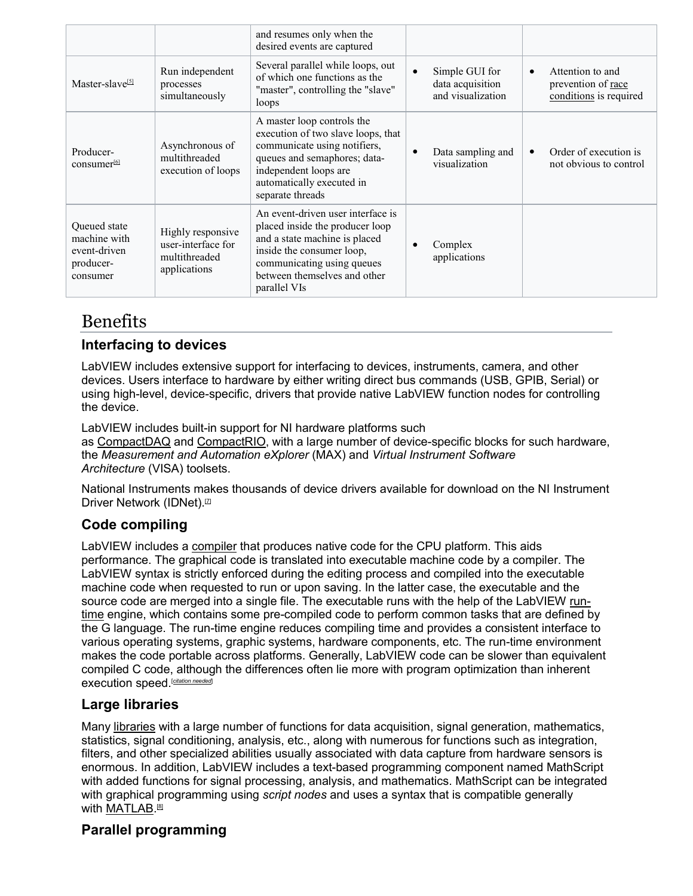|  |  | and resumes only when the desired events are captured |  |  |
| --- | --- | --- | --- | --- |
| Master-slave[5] | Run independent processes simultaneously | Several parallel while loops, out of which one functions as the "master", controlling the "slave" loops | • Simple GUI for data acquisition and visualization | • Attention to and prevention of race conditions is required |
| Producer-consumer[6] | Asynchronous of multithreaded execution of loops | A master loop controls the execution of two slave loops, that communicate using notifiers, queues and semaphores; data-independent loops are automatically executed in separate threads | • Data sampling and visualization | • Order of execution is not obvious to control |
| Queued state machine with event-driven producer-consumer | Highly responsive user-interface for multithreaded applications | An event-driven user interface is placed inside the producer loop and a state machine is placed inside the consumer loop, communicating using queues between themselves and other parallel VIs | • Complex applications |  |

# Benefits

### Interfacing to devices

LabVIEW includes extensive support for interfacing to devices, instruments, camera, and other devices. Users interface to hardware by either writing direct bus commands (USB, GPIB, Serial) or using high-level, device-specific, drivers that provide native LabVIEW function nodes for controlling the device.

LabVIEW includes built-in support for NI hardware platforms such as CompactDAQ and CompactRIO, with a large number of device-specific blocks for such hardware, the *Measurement and Automation eXplorer* (MAX) and *Virtual Instrument Software Architecture* (VISA) toolsets.

National Instruments makes thousands of device drivers available for download on the NI Instrument Driver Network (IDNet).[7]

### Code compiling

LabVIEW includes a compiler that produces native code for the CPU platform. This aids performance. The graphical code is translated into executable machine code by a compiler. The LabVIEW syntax is strictly enforced during the editing process and compiled into the executable machine code when requested to run or upon saving. In the latter case, the executable and the source code are merged into a single file. The executable runs with the help of the LabVIEW run-time engine, which contains some pre-compiled code to perform common tasks that are defined by the G language. The run-time engine reduces compiling time and provides a consistent interface to various operating systems, graphic systems, hardware components, etc. The run-time environment makes the code portable across platforms. Generally, LabVIEW code can be slower than equivalent compiled C code, although the differences often lie more with program optimization than inherent execution speed.[citation needed]

### Large libraries

Many libraries with a large number of functions for data acquisition, signal generation, mathematics, statistics, signal conditioning, analysis, etc., along with numerous for functions such as integration, filters, and other specialized abilities usually associated with data capture from hardware sensors is enormous. In addition, LabVIEW includes a text-based programming component named MathScript with added functions for signal processing, analysis, and mathematics. MathScript can be integrated with graphical programming using *script nodes* and uses a syntax that is compatible generally with MATLAB.[8]

### Parallel programming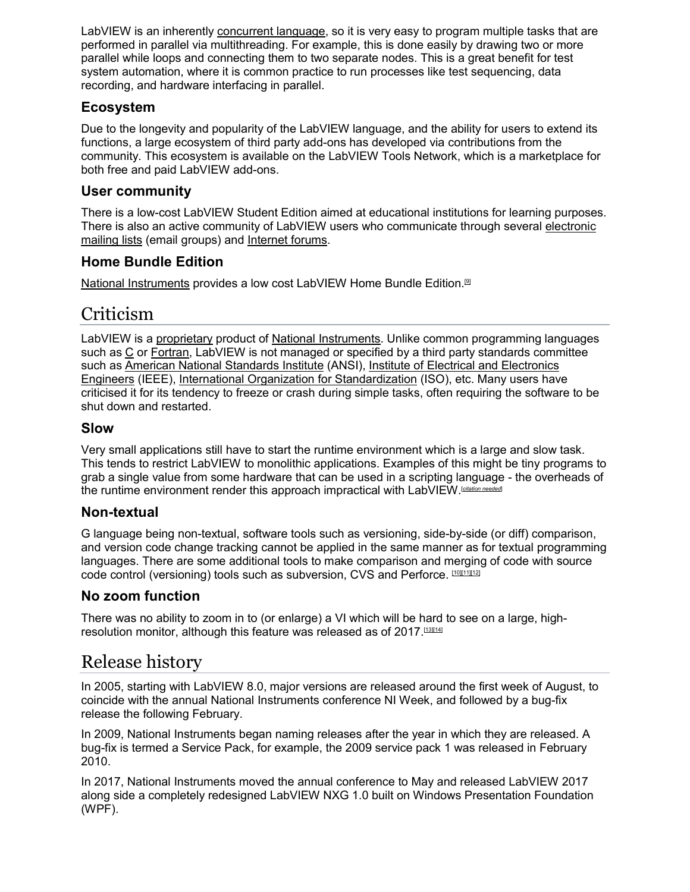LabVIEW is an inherently concurrent language, so it is very easy to program multiple tasks that are performed in parallel via multithreading. For example, this is done easily by drawing two or more parallel while loops and connecting them to two separate nodes. This is a great benefit for test system automation, where it is common practice to run processes like test sequencing, data recording, and hardware interfacing in parallel.

### Ecosystem

Due to the longevity and popularity of the LabVIEW language, and the ability for users to extend its functions, a large ecosystem of third party add-ons has developed via contributions from the community. This ecosystem is available on the LabVIEW Tools Network, which is a marketplace for both free and paid LabVIEW add-ons.

### User community

There is a low-cost LabVIEW Student Edition aimed at educational institutions for learning purposes. There is also an active community of LabVIEW users who communicate through several electronic mailing lists (email groups) and Internet forums.

### Home Bundle Edition

National Instruments provides a low cost LabVIEW Home Bundle Edition.[9]

## Criticism

LabVIEW is a proprietary product of National Instruments. Unlike common programming languages such as C or Fortran, LabVIEW is not managed or specified by a third party standards committee such as American National Standards Institute (ANSI), Institute of Electrical and Electronics Engineers (IEEE), International Organization for Standardization (ISO), etc. Many users have criticised it for its tendency to freeze or crash during simple tasks, often requiring the software to be shut down and restarted.

### Slow

Very small applications still have to start the runtime environment which is a large and slow task. This tends to restrict LabVIEW to monolithic applications. Examples of this might be tiny programs to grab a single value from some hardware that can be used in a scripting language - the overheads of the runtime environment render this approach impractical with LabVIEW.[*citation needed*]

### Non-textual

G language being non-textual, software tools such as versioning, side-by-side (or diff) comparison, and version code change tracking cannot be applied in the same manner as for textual programming languages. There are some additional tools to make comparison and merging of code with source code control (versioning) tools such as subversion, CVS and Perforce. [10][11][12]

### No zoom function

There was no ability to zoom in to (or enlarge) a VI which will be hard to see on a large, high-resolution monitor, although this feature was released as of 2017.[13][14]

## Release history

In 2005, starting with LabVIEW 8.0, major versions are released around the first week of August, to coincide with the annual National Instruments conference NI Week, and followed by a bug-fix release the following February.

In 2009, National Instruments began naming releases after the year in which they are released. A bug-fix is termed a Service Pack, for example, the 2009 service pack 1 was released in February 2010.

In 2017, National Instruments moved the annual conference to May and released LabVIEW 2017 along side a completely redesigned LabVIEW NXG 1.0 built on Windows Presentation Foundation (WPF).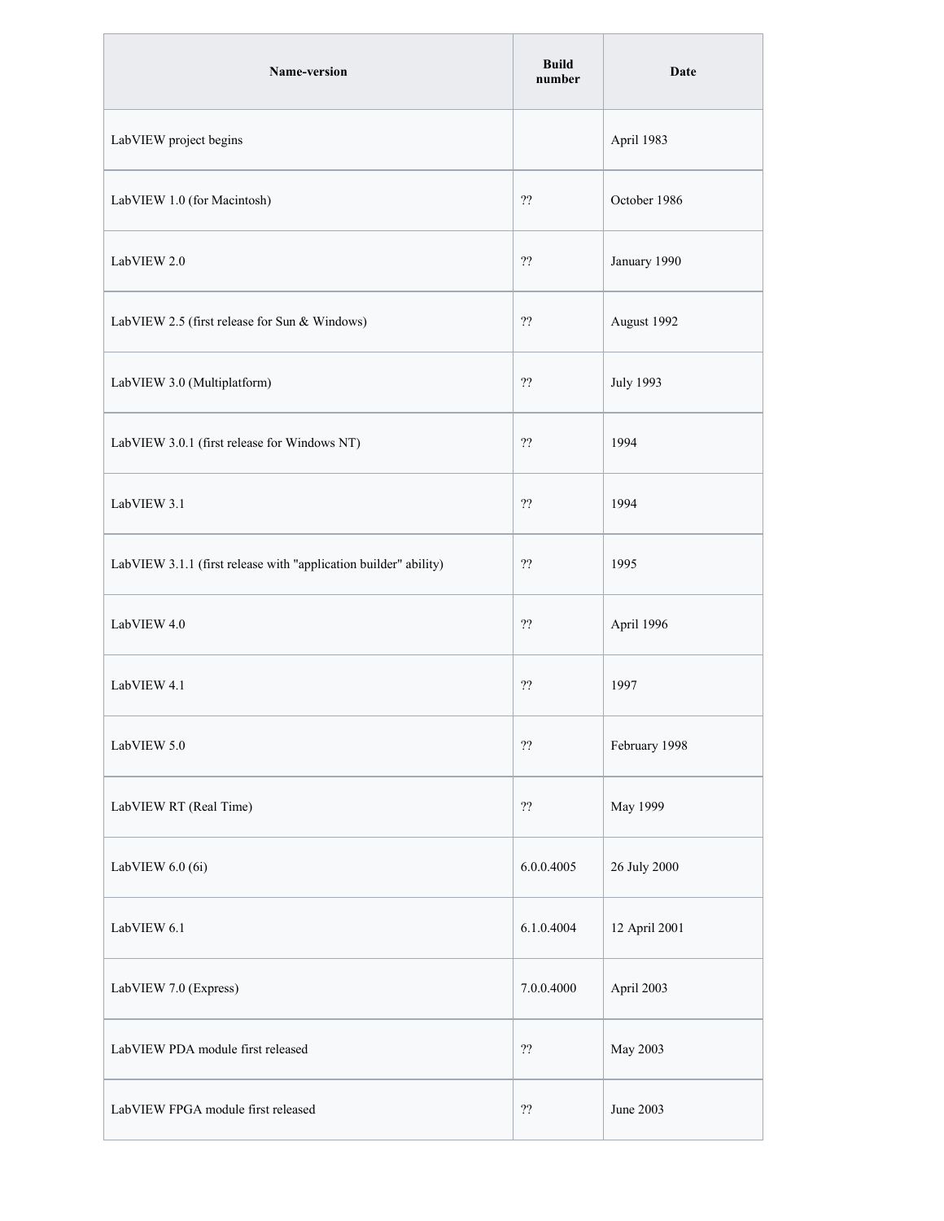| Name-version | Build number | Date |
| --- | --- | --- |
| LabVIEW project begins | | April 1983 |
| LabVIEW 1.0 (for Macintosh) | ?? | October 1986 |
| LabVIEW 2.0 | ?? | January 1990 |
| LabVIEW 2.5 (first release for Sun & Windows) | ?? | August 1992 |
| LabVIEW 3.0 (Multiplatform) | ?? | July 1993 |
| LabVIEW 3.0.1 (first release for Windows NT) | ?? | 1994 |
| LabVIEW 3.1 | ?? | 1994 |
| LabVIEW 3.1.1 (first release with "application builder" ability) | ?? | 1995 |
| LabVIEW 4.0 | ?? | April 1996 |
| LabVIEW 4.1 | ?? | 1997 |
| LabVIEW 5.0 | ?? | February 1998 |
| LabVIEW RT (Real Time) | ?? | May 1999 |
| LabVIEW 6.0 (6i) | 6.0.0.4005 | 26 July 2000 |
| LabVIEW 6.1 | 6.1.0.4004 | 12 April 2001 |
| LabVIEW 7.0 (Express) | 7.0.0.4000 | April 2003 |
| LabVIEW PDA module first released | ?? | May 2003 |
| LabVIEW FPGA module first released | ?? | June 2003 |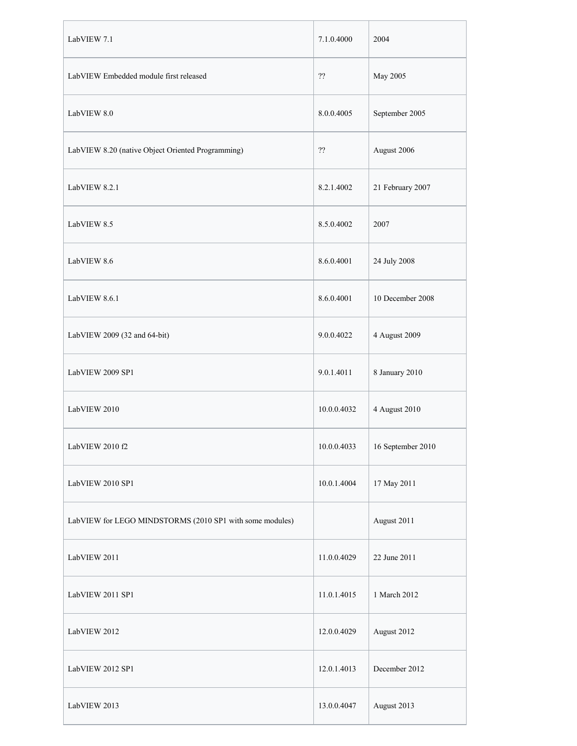| | | |
|---|---|---|
| LabVIEW 7.1 | 7.1.0.4000 | 2004 |
| LabVIEW Embedded module first released | ?? | May 2005 |
| LabVIEW 8.0 | 8.0.0.4005 | September 2005 |
| LabVIEW 8.20 (native Object Oriented Programming) | ?? | August 2006 |
| LabVIEW 8.2.1 | 8.2.1.4002 | 21 February 2007 |
| LabVIEW 8.5 | 8.5.0.4002 | 2007 |
| LabVIEW 8.6 | 8.6.0.4001 | 24 July 2008 |
| LabVIEW 8.6.1 | 8.6.0.4001 | 10 December 2008 |
| LabVIEW 2009 (32 and 64-bit) | 9.0.0.4022 | 4 August 2009 |
| LabVIEW 2009 SP1 | 9.0.1.4011 | 8 January 2010 |
| LabVIEW 2010 | 10.0.0.4032 | 4 August 2010 |
| LabVIEW 2010 f2 | 10.0.0.4033 | 16 September 2010 |
| LabVIEW 2010 SP1 | 10.0.1.4004 | 17 May 2011 |
| LabVIEW for LEGO MINDSTORMS (2010 SP1 with some modules) | | August 2011 |
| LabVIEW 2011 | 11.0.0.4029 | 22 June 2011 |
| LabVIEW 2011 SP1 | 11.0.1.4015 | 1 March 2012 |
| LabVIEW 2012 | 12.0.0.4029 | August 2012 |
| LabVIEW 2012 SP1 | 12.0.1.4013 | December 2012 |
| LabVIEW 2013 | 13.0.0.4047 | August 2013 |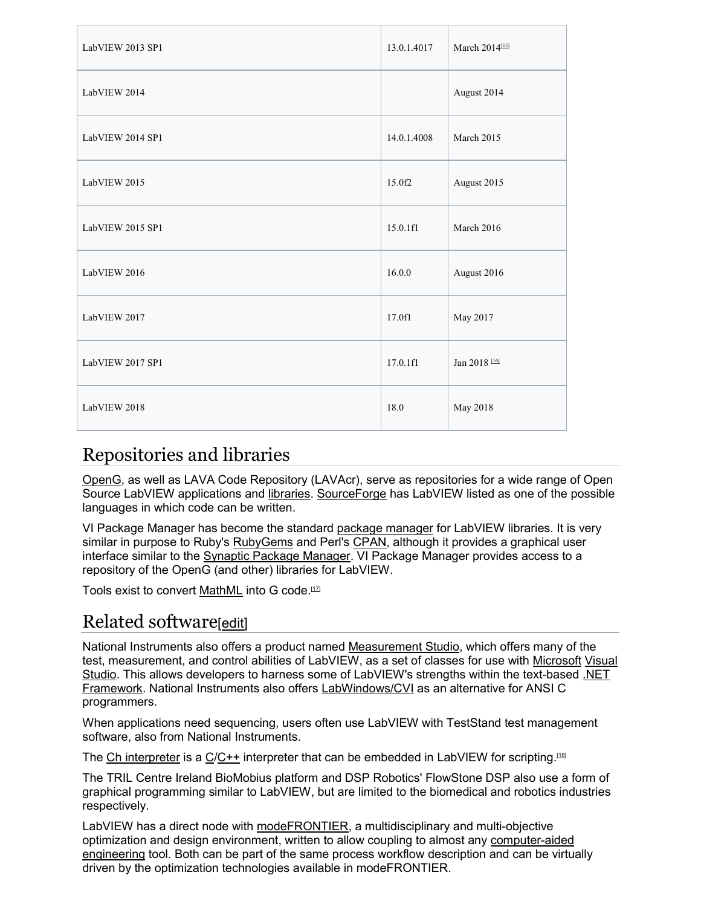| LabVIEW 2013 SP1 | 13.0.1.4017 | March 2014[15] |
|---|---|---|
| LabVIEW 2014 | | August 2014 |
| LabVIEW 2014 SP1 | 14.0.1.4008 | March 2015 |
| LabVIEW 2015 | 15.0f2 | August 2015 |
| LabVIEW 2015 SP1 | 15.0.1f1 | March 2016 |
| LabVIEW 2016 | 16.0.0 | August 2016 |
| LabVIEW 2017 | 17.0f1 | May 2017 |
| LabVIEW 2017 SP1 | 17.0.1f1 | Jan 2018 [16] |
| LabVIEW 2018 | 18.0 | May 2018 |

## Repositories and libraries

OpenG, as well as LAVA Code Repository (LAVAcr), serve as repositories for a wide range of Open Source LabVIEW applications and libraries. SourceForge has LabVIEW listed as one of the possible languages in which code can be written.

VI Package Manager has become the standard package manager for LabVIEW libraries. It is very similar in purpose to Ruby's RubyGems and Perl's CPAN, although it provides a graphical user interface similar to the Synaptic Package Manager. VI Package Manager provides access to a repository of the OpenG (and other) libraries for LabVIEW.

Tools exist to convert MathML into G code.[17]

## Related software[edit]

National Instruments also offers a product named Measurement Studio, which offers many of the test, measurement, and control abilities of LabVIEW, as a set of classes for use with Microsoft Visual Studio. This allows developers to harness some of LabVIEW's strengths within the text-based .NET Framework. National Instruments also offers LabWindows/CVI as an alternative for ANSI C programmers.

When applications need sequencing, users often use LabVIEW with TestStand test management software, also from National Instruments.

The Ch interpreter is a C/C++ interpreter that can be embedded in LabVIEW for scripting.[18]

The TRIL Centre Ireland BioMobius platform and DSP Robotics' FlowStone DSP also use a form of graphical programming similar to LabVIEW, but are limited to the biomedical and robotics industries respectively.

LabVIEW has a direct node with modeFRONTIER, a multidisciplinary and multi-objective optimization and design environment, written to allow coupling to almost any computer-aided engineering tool. Both can be part of the same process workflow description and can be virtually driven by the optimization technologies available in modeFRONTIER.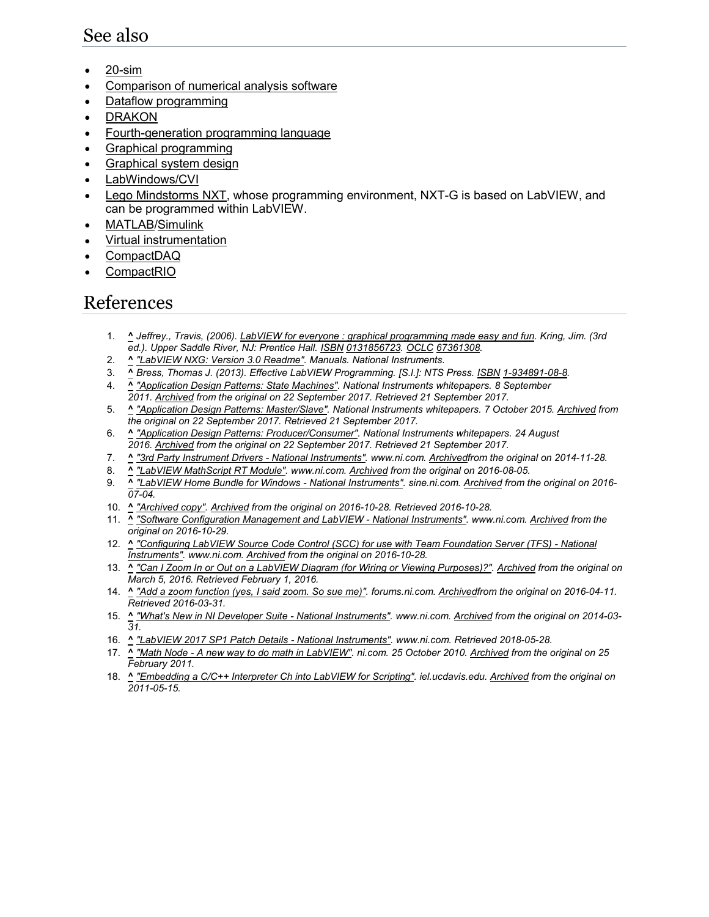## See also

- 20-sim
- Comparison of numerical analysis software
- Dataflow programming
- DRAKON
- Fourth-generation programming language
- Graphical programming
- Graphical system design
- LabWindows/CVI
- Lego Mindstorms NXT, whose programming environment, NXT-G is based on LabVIEW, and can be programmed within LabVIEW.
- MATLAB/Simulink
- Virtual instrumentation
- CompactDAQ
- CompactRIO

## References

1. ^ *Jeffrey., Travis, (2006). LabVIEW for everyone : graphical programming made easy and fun. Kring, Jim. (3rd ed.). Upper Saddle River, NJ: Prentice Hall. ISBN 0131856723. OCLC 67361308.*
2. ^ *"LabVIEW NXG: Version 3.0 Readme". Manuals. National Instruments.*
3. ^ *Bress, Thomas J. (2013). Effective LabVIEW Programming. [S.l.]: NTS Press. ISBN 1-934891-08-8.*
4. ^ *"Application Design Patterns: State Machines". National Instruments whitepapers. 8 September 2011. Archived from the original on 22 September 2017. Retrieved 21 September 2017.*
5. ^ *"Application Design Patterns: Master/Slave". National Instruments whitepapers. 7 October 2015. Archived from the original on 22 September 2017. Retrieved 21 September 2017.*
6. ^ *"Application Design Patterns: Producer/Consumer". National Instruments whitepapers. 24 August 2016. Archived from the original on 22 September 2017. Retrieved 21 September 2017.*
7. ^ *"3rd Party Instrument Drivers - National Instruments". www.ni.com. Archivedfrom the original on 2014-11-28.*
8. ^ *"LabVIEW MathScript RT Module". www.ni.com. Archived from the original on 2016-08-05.*
9. ^ *"LabVIEW Home Bundle for Windows - National Instruments". sine.ni.com. Archived from the original on 2016-07-04.*
10. ^ *"Archived copy". Archived from the original on 2016-10-28. Retrieved 2016-10-28.*
11. ^ *"Software Configuration Management and LabVIEW - National Instruments". www.ni.com. Archived from the original on 2016-10-29.*
12. ^ *"Configuring LabVIEW Source Code Control (SCC) for use with Team Foundation Server (TFS) - National Instruments". www.ni.com. Archived from the original on 2016-10-28.*
13. ^ *"Can I Zoom In or Out on a LabVIEW Diagram (for Wiring or Viewing Purposes)?". Archived from the original on March 5, 2016. Retrieved February 1, 2016.*
14. ^ *"Add a zoom function (yes, I said zoom. So sue me)". forums.ni.com. Archivedfrom the original on 2016-04-11. Retrieved 2016-03-31.*
15. ^ *"What's New in NI Developer Suite - National Instruments". www.ni.com. Archived from the original on 2014-03-31.*
16. ^ *"LabVIEW 2017 SP1 Patch Details - National Instruments". www.ni.com. Retrieved 2018-05-28.*
17. ^ *"Math Node - A new way to do math in LabVIEW". ni.com. 25 October 2010. Archived from the original on 25 February 2011.*
18. ^ *"Embedding a C/C++ Interpreter Ch into LabVIEW for Scripting". iel.ucdavis.edu. Archived from the original on 2011-05-15.*